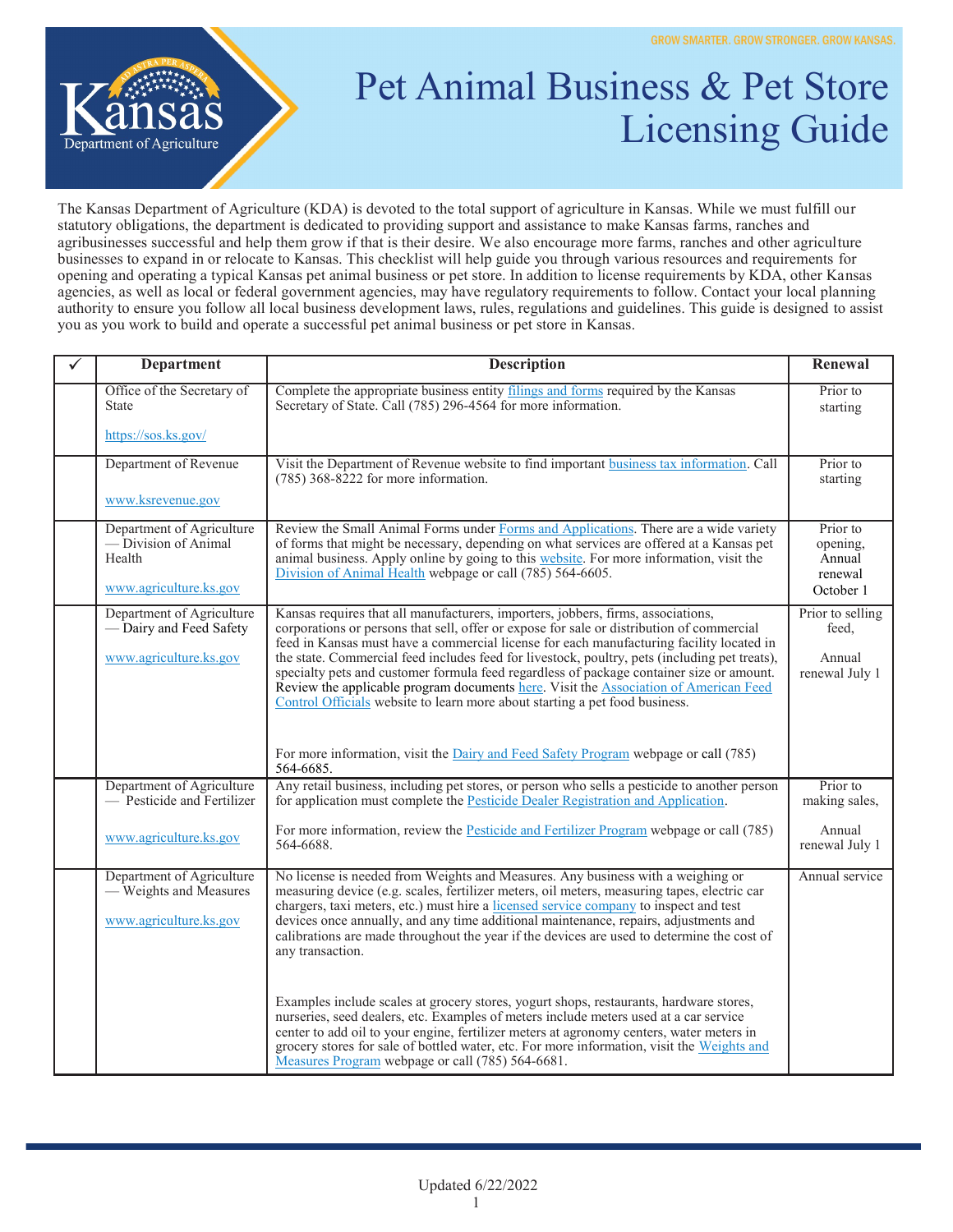GROW SMARTER. GROW STRONGER. GROW KANSAS.

# Pet Animal Business & Pet Store Licensing Guide

The Kansas Department of Agriculture (KDA) is devoted to the total support of agriculture in Kansas. While we must fulfill our statutory obligations, the department is dedicated to providing support and assistance to make Kansas farms, ranches and agribusinesses successful and help them grow if that is their desire. We also encourage more farms, ranches and other agriculture businesses to expand in or relocate to Kansas. This checklist will help guide you through various resources and requirements for opening and operating a typical Kansas pet animal business or pet store. In addition to license requirements by KDA, other Kansas agencies, as well as local or federal government agencies, may have regulatory requirements to follow. Contact your local planning authority to ensure you follow all local business development laws, rules, regulations and guidelines. This guide is designed to assist you as you work to build and operate a successful pet animal business or pet store in Kansas.

| ✓ | Department | Description | Renewal |
|---|---|---|---|
| | Office of the Secretary of State<br><br>https://sos.ks.gov/ | Complete the appropriate business entity filings and forms required by the Kansas Secretary of State. Call (785) 296-4564 for more information. | Prior to starting |
| | Department of Revenue<br><br>www.ksrevenue.gov | Visit the Department of Revenue website to find important business tax information. Call (785) 368-8222 for more information. | Prior to starting |
| | Department of Agriculture — Division of Animal Health<br><br>www.agriculture.ks.gov | Review the Small Animal Forms under Forms and Applications. There are a wide variety of forms that might be necessary, depending on what services are offered at a Kansas pet animal business. Apply online by going to this website. For more information, visit the Division of Animal Health webpage or call (785) 564-6605. | Prior to opening, Annual renewal October 1 |
| | Department of Agriculture — Dairy and Feed Safety<br><br>www.agriculture.ks.gov | Kansas requires that all manufacturers, importers, jobbers, firms, associations, corporations or persons that sell, offer or expose for sale or distribution of commercial feed in Kansas must have a commercial license for each manufacturing facility located in the state. Commercial feed includes feed for livestock, poultry, pets (including pet treats), specialty pets and customer formula feed regardless of package container size or amount. Review the applicable program documents here. Visit the Association of American Feed Control Officials website to learn more about starting a pet food business.<br><br>For more information, visit the Dairy and Feed Safety Program webpage or call (785) 564-6685. | Prior to selling feed,<br><br>Annual renewal July 1 |
| | Department of Agriculture — Pesticide and Fertilizer<br><br>www.agriculture.ks.gov | Any retail business, including pet stores, or person who sells a pesticide to another person for application must complete the Pesticide Dealer Registration and Application.<br><br>For more information, review the Pesticide and Fertilizer Program webpage or call (785) 564-6688. | Prior to making sales,<br><br>Annual renewal July 1 |
| | Department of Agriculture — Weights and Measures<br><br>www.agriculture.ks.gov | No license is needed from Weights and Measures. Any business with a weighing or measuring device (e.g. scales, fertilizer meters, oil meters, measuring tapes, electric car chargers, taxi meters, etc.) must hire a licensed service company to inspect and test devices once annually, and any time additional maintenance, repairs, adjustments and calibrations are made throughout the year if the devices are used to determine the cost of any transaction.<br><br>Examples include scales at grocery stores, yogurt shops, restaurants, hardware stores, nurseries, seed dealers, etc. Examples of meters include meters used at a car service center to add oil to your engine, fertilizer meters at agronomy centers, water meters in grocery stores for sale of bottled water, etc. For more information, visit the Weights and Measures Program webpage or call (785) 564-6681. | Annual service |

Updated 6/22/2022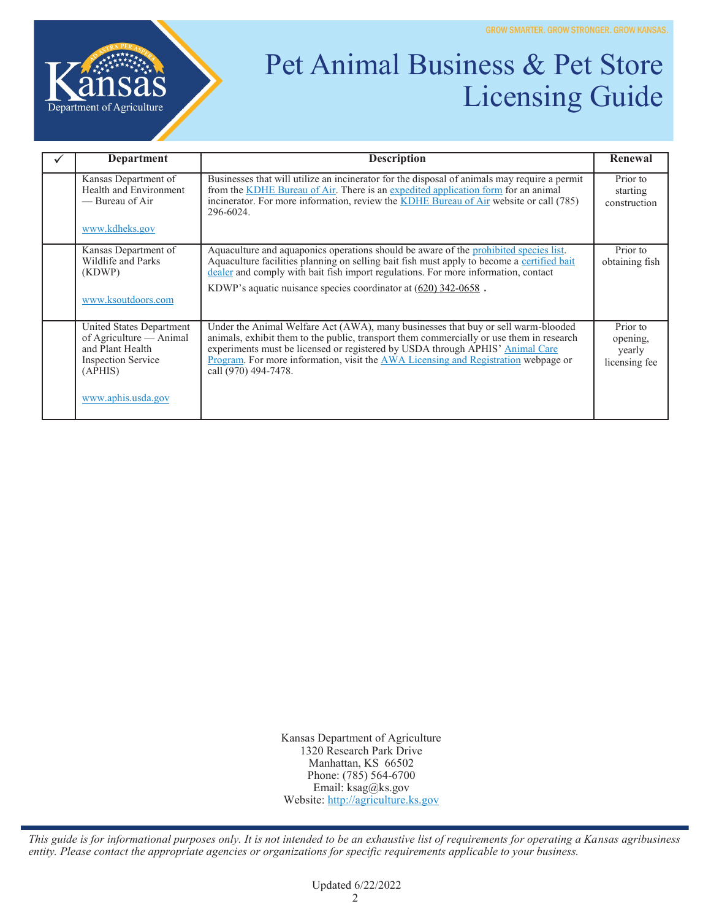GROW SMARTER. GROW STRONGER. GROW KANSAS.

Kansas Department of Agriculture

# Pet Animal Business & Pet Store Licensing Guide

| ✓ | Department | Description | Renewal |
|---|---|---|---|
| | Kansas Department of Health and Environment — Bureau of Air<br><br>www.kdheks.gov | Businesses that will utilize an incinerator for the disposal of animals may require a permit from the KDHE Bureau of Air. There is an expedited application form for an animal incinerator. For more information, review the KDHE Bureau of Air website or call (785) 296-6024. | Prior to starting construction |
| | Kansas Department of Wildlife and Parks (KDWP)<br><br>www.ksoutdoors.com | Aquaculture and aquaponics operations should be aware of the prohibited species list. Aquaculture facilities planning on selling bait fish must apply to become a certified bait dealer and comply with bait fish import regulations. For more information, contact KDWP's aquatic nuisance species coordinator at (620) 342-0658 . | Prior to obtaining fish |
| | United States Department of Agriculture — Animal and Plant Health Inspection Service (APHIS)<br><br>www.aphis.usda.gov | Under the Animal Welfare Act (AWA), many businesses that buy or sell warm-blooded animals, exhibit them to the public, transport them commercially or use them in research experiments must be licensed or registered by USDA through APHIS' Animal Care Program. For more information, visit the AWA Licensing and Registration webpage or call (970) 494-7478. | Prior to opening, yearly licensing fee |

Kansas Department of Agriculture
1320 Research Park Drive
Manhattan, KS 66502
Phone: (785) 564-6700
Email: ksag@ks.gov
Website: http://agriculture.ks.gov

*This guide is for informational purposes only. It is not intended to be an exhaustive list of requirements for operating a Kansas agribusiness entity. Please contact the appropriate agencies or organizations for specific requirements applicable to your business.*

Updated 6/22/2022